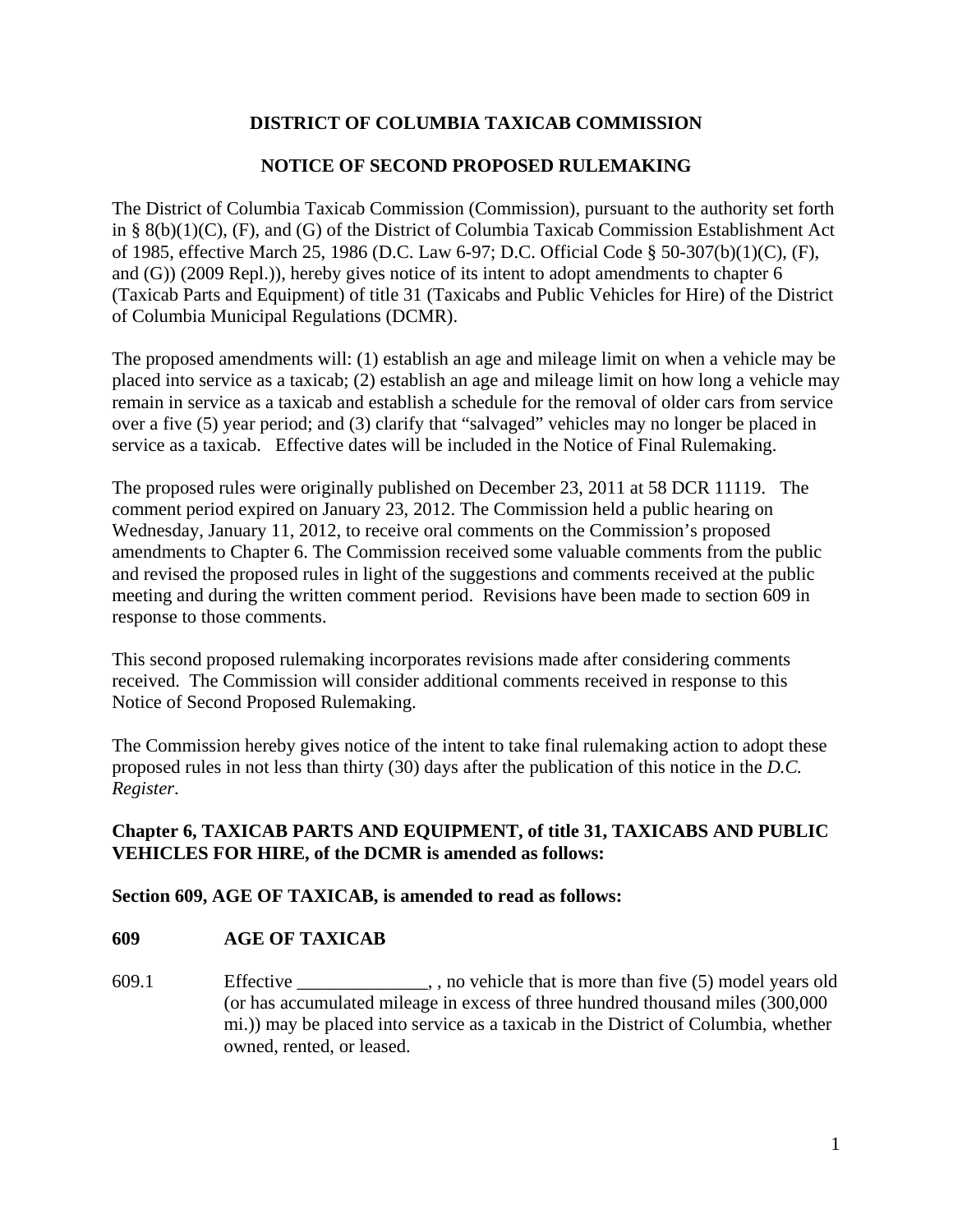# DISTRICT OF COLUMBIA TAXICAB COMMISSION

## NOTICE OF SECOND PROPOSED RULEMAKING

The District of Columbia Taxicab Commission (Commission), pursuant to the authority set forth in § 8(b)(1)(C), (F), and (G) of the District of Columbia Taxicab Commission Establishment Act of 1985, effective March 25, 1986 (D.C. Law 6-97; D.C. Official Code § 50-307(b)(1)(C), (F), and (G)) (2009 Repl.)), hereby gives notice of its intent to adopt amendments to chapter 6 (Taxicab Parts and Equipment) of title 31 (Taxicabs and Public Vehicles for Hire) of the District of Columbia Municipal Regulations (DCMR).

The proposed amendments will: (1) establish an age and mileage limit on when a vehicle may be placed into service as a taxicab; (2) establish an age and mileage limit on how long a vehicle may remain in service as a taxicab and establish a schedule for the removal of older cars from service over a five (5) year period; and (3) clarify that "salvaged" vehicles may no longer be placed in service as a taxicab. Effective dates will be included in the Notice of Final Rulemaking.

The proposed rules were originally published on December 23, 2011 at 58 DCR 11119. The comment period expired on January 23, 2012. The Commission held a public hearing on Wednesday, January 11, 2012, to receive oral comments on the Commission's proposed amendments to Chapter 6. The Commission received some valuable comments from the public and revised the proposed rules in light of the suggestions and comments received at the public meeting and during the written comment period. Revisions have been made to section 609 in response to those comments.

This second proposed rulemaking incorporates revisions made after considering comments received. The Commission will consider additional comments received in response to this Notice of Second Proposed Rulemaking.

The Commission hereby gives notice of the intent to take final rulemaking action to adopt these proposed rules in not less than thirty (30) days after the publication of this notice in the *D.C. Register*.

**Chapter 6, TAXICAB PARTS AND EQUIPMENT, of title 31, TAXICABS AND PUBLIC VEHICLES FOR HIRE, of the DCMR is amended as follows:**

**Section 609, AGE OF TAXICAB, is amended to read as follows:**

**609 AGE OF TAXICAB**

609.1 Effective ______________, , no vehicle that is more than five (5) model years old (or has accumulated mileage in excess of three hundred thousand miles (300,000 mi.)) may be placed into service as a taxicab in the District of Columbia, whether owned, rented, or leased.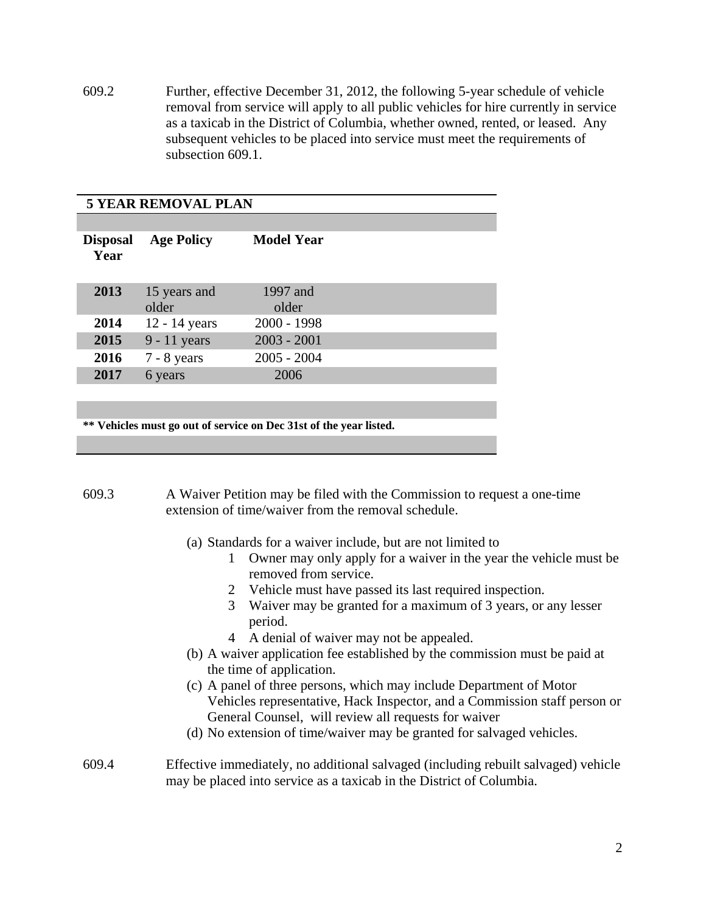609.2 Further, effective December 31, 2012, the following 5-year schedule of vehicle removal from service will apply to all public vehicles for hire currently in service as a taxicab in the District of Columbia, whether owned, rented, or leased. Any subsequent vehicles to be placed into service must meet the requirements of subsection 609.1.

**5 YEAR REMOVAL PLAN**

| **Disposal Year** | **Age Policy** | **Model Year** |
|---|---|---|
| **2013** | 15 years and older | 1997 and older |
| **2014** | 12 - 14 years | 2000 - 1998 |
| **2015** | 9 - 11 years | 2003 - 2001 |
| **2016** | 7 - 8 years | 2005 - 2004 |
| **2017** | 6 years | 2006 |

**** Vehicles must go out of service on Dec 31st of the year listed.**

609.3 A Waiver Petition may be filed with the Commission to request a one-time extension of time/waiver from the removal schedule.

(a) Standards for a waiver include, but are not limited to
  1. Owner may only apply for a waiver in the year the vehicle must be removed from service.
  2. Vehicle must have passed its last required inspection.
  3. Waiver may be granted for a maximum of 3 years, or any lesser period.
  4. A denial of waiver may not be appealed.

(b) A waiver application fee established by the commission must be paid at the time of application.

(c) A panel of three persons, which may include Department of Motor Vehicles representative, Hack Inspector, and a Commission staff person or General Counsel, will review all requests for waiver

(d) No extension of time/waiver may be granted for salvaged vehicles.

609.4 Effective immediately, no additional salvaged (including rebuilt salvaged) vehicle may be placed into service as a taxicab in the District of Columbia.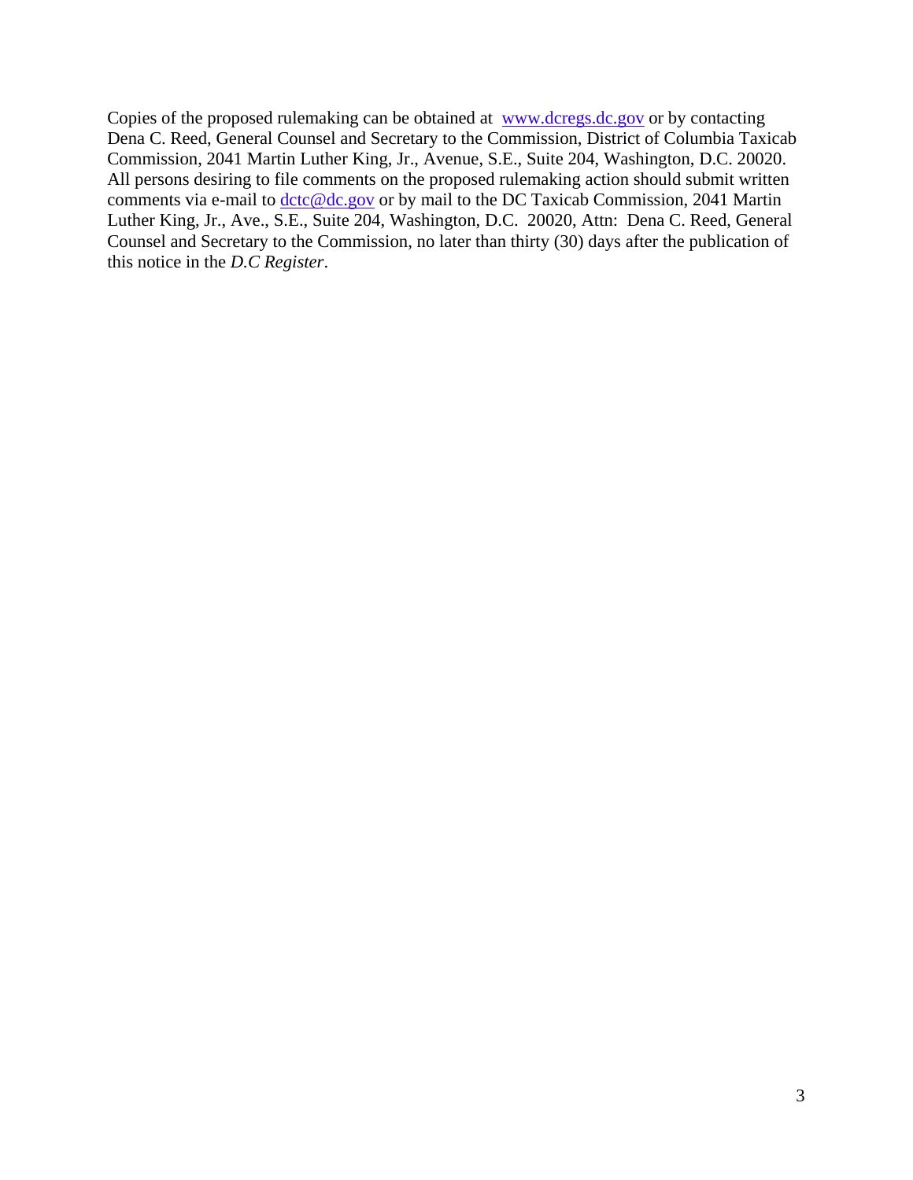Copies of the proposed rulemaking can be obtained at [www.dcregs.dc.gov](http://www.dcregs.dc.gov) or by contacting Dena C. Reed, General Counsel and Secretary to the Commission, District of Columbia Taxicab Commission, 2041 Martin Luther King, Jr., Avenue, S.E., Suite 204, Washington, D.C. 20020. All persons desiring to file comments on the proposed rulemaking action should submit written comments via e-mail to [dctc@dc.gov](mailto:dctc@dc.gov) or by mail to the DC Taxicab Commission, 2041 Martin Luther King, Jr., Ave., S.E., Suite 204, Washington, D.C. 20020, Attn: Dena C. Reed, General Counsel and Secretary to the Commission, no later than thirty (30) days after the publication of this notice in the *D.C Register*.